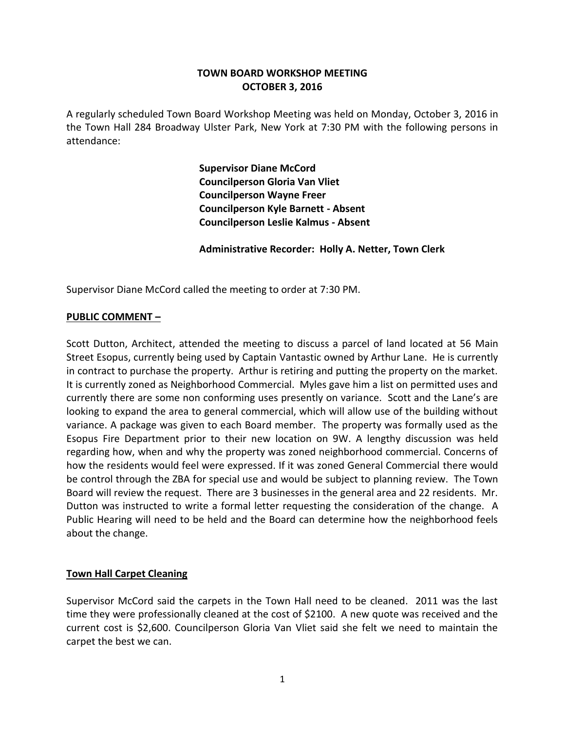# TOWN BOARD WORKSHOP MEETING
# OCTOBER 3, 2016

A regularly scheduled Town Board Workshop Meeting was held on Monday, October 3, 2016 in the Town Hall 284 Broadway Ulster Park, New York at 7:30 PM with the following persons in attendance:

**Supervisor Diane McCord**
**Councilperson Gloria Van Vliet**
**Councilperson Wayne Freer**
**Councilperson Kyle Barnett - Absent**
**Councilperson Leslie Kalmus - Absent**

**Administrative Recorder: Holly A. Netter, Town Clerk**

Supervisor Diane McCord called the meeting to order at 7:30 PM.

**<u>PUBLIC COMMENT –</u>**

Scott Dutton, Architect, attended the meeting to discuss a parcel of land located at 56 Main Street Esopus, currently being used by Captain Vantastic owned by Arthur Lane. He is currently in contract to purchase the property. Arthur is retiring and putting the property on the market. It is currently zoned as Neighborhood Commercial. Myles gave him a list on permitted uses and currently there are some non conforming uses presently on variance. Scott and the Lane's are looking to expand the area to general commercial, which will allow use of the building without variance. A package was given to each Board member. The property was formally used as the Esopus Fire Department prior to their new location on 9W. A lengthy discussion was held regarding how, when and why the property was zoned neighborhood commercial. Concerns of how the residents would feel were expressed. If it was zoned General Commercial there would be control through the ZBA for special use and would be subject to planning review. The Town Board will review the request. There are 3 businesses in the general area and 22 residents. Mr. Dutton was instructed to write a formal letter requesting the consideration of the change. A Public Hearing will need to be held and the Board can determine how the neighborhood feels about the change.

**<u>Town Hall Carpet Cleaning</u>**

Supervisor McCord said the carpets in the Town Hall need to be cleaned. 2011 was the last time they were professionally cleaned at the cost of $2100. A new quote was received and the current cost is $2,600. Councilperson Gloria Van Vliet said she felt we need to maintain the carpet the best we can.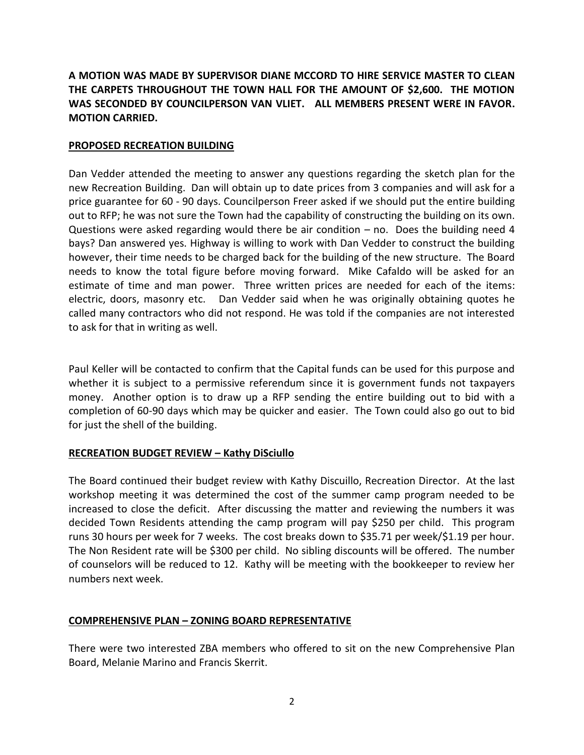**A MOTION WAS MADE BY SUPERVISOR DIANE MCCORD TO HIRE SERVICE MASTER TO CLEAN THE CARPETS THROUGHOUT THE TOWN HALL FOR THE AMOUNT OF $2,600. THE MOTION WAS SECONDED BY COUNCILPERSON VAN VLIET. ALL MEMBERS PRESENT WERE IN FAVOR. MOTION CARRIED.**

**PROPOSED RECREATION BUILDING**

Dan Vedder attended the meeting to answer any questions regarding the sketch plan for the new Recreation Building. Dan will obtain up to date prices from 3 companies and will ask for a price guarantee for 60 - 90 days. Councilperson Freer asked if we should put the entire building out to RFP; he was not sure the Town had the capability of constructing the building on its own. Questions were asked regarding would there be air condition – no. Does the building need 4 bays? Dan answered yes. Highway is willing to work with Dan Vedder to construct the building however, their time needs to be charged back for the building of the new structure. The Board needs to know the total figure before moving forward. Mike Cafaldo will be asked for an estimate of time and man power. Three written prices are needed for each of the items: electric, doors, masonry etc. Dan Vedder said when he was originally obtaining quotes he called many contractors who did not respond. He was told if the companies are not interested to ask for that in writing as well.

Paul Keller will be contacted to confirm that the Capital funds can be used for this purpose and whether it is subject to a permissive referendum since it is government funds not taxpayers money. Another option is to draw up a RFP sending the entire building out to bid with a completion of 60-90 days which may be quicker and easier. The Town could also go out to bid for just the shell of the building.

**RECREATION BUDGET REVIEW – Kathy DiSciullo**

The Board continued their budget review with Kathy Discuillo, Recreation Director. At the last workshop meeting it was determined the cost of the summer camp program needed to be increased to close the deficit. After discussing the matter and reviewing the numbers it was decided Town Residents attending the camp program will pay $250 per child. This program runs 30 hours per week for 7 weeks. The cost breaks down to $35.71 per week/$1.19 per hour. The Non Resident rate will be $300 per child. No sibling discounts will be offered. The number of counselors will be reduced to 12. Kathy will be meeting with the bookkeeper to review her numbers next week.

**COMPREHENSIVE PLAN – ZONING BOARD REPRESENTATIVE**

There were two interested ZBA members who offered to sit on the new Comprehensive Plan Board, Melanie Marino and Francis Skerrit.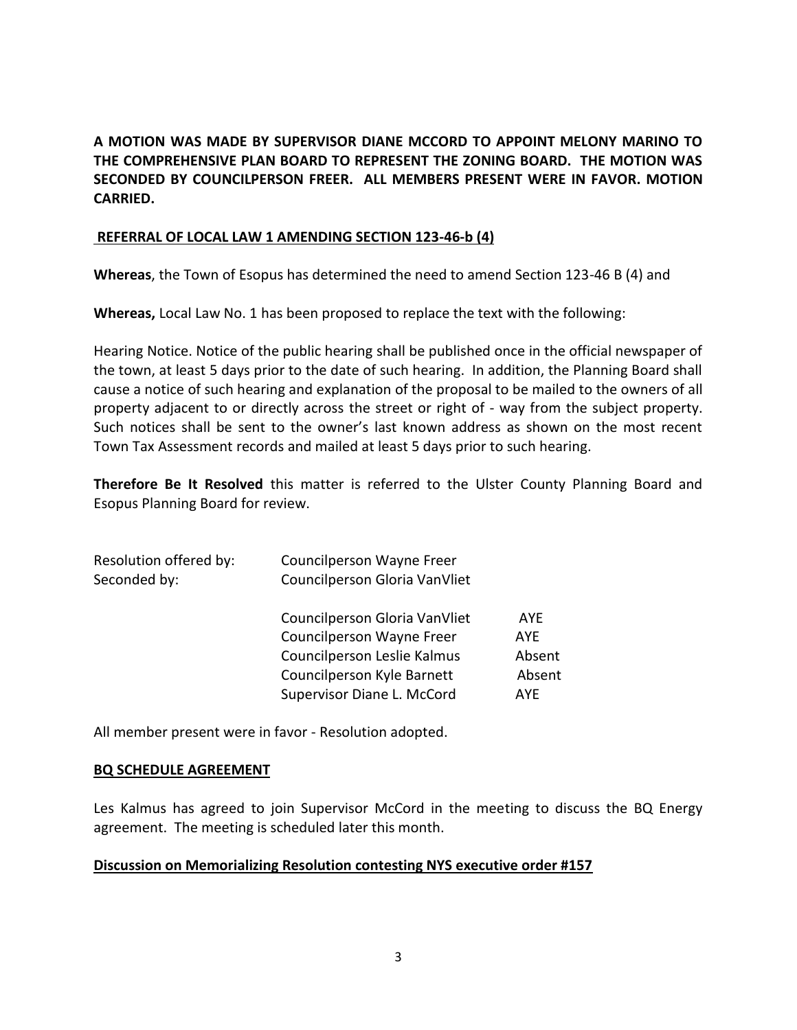**A MOTION WAS MADE BY SUPERVISOR DIANE MCCORD TO APPOINT MELONY MARINO TO THE COMPREHENSIVE PLAN BOARD TO REPRESENT THE ZONING BOARD. THE MOTION WAS SECONDED BY COUNCILPERSON FREER. ALL MEMBERS PRESENT WERE IN FAVOR. MOTION CARRIED.**

**REFERRAL OF LOCAL LAW 1 AMENDING SECTION 123-46-b (4)**

**Whereas**, the Town of Esopus has determined the need to amend Section 123-46 B (4) and

**Whereas,** Local Law No. 1 has been proposed to replace the text with the following:

Hearing Notice. Notice of the public hearing shall be published once in the official newspaper of the town, at least 5 days prior to the date of such hearing. In addition, the Planning Board shall cause a notice of such hearing and explanation of the proposal to be mailed to the owners of all property adjacent to or directly across the street or right of - way from the subject property. Such notices shall be sent to the owner's last known address as shown on the most recent Town Tax Assessment records and mailed at least 5 days prior to such hearing.

**Therefore Be It Resolved** this matter is referred to the Ulster County Planning Board and Esopus Planning Board for review.

Resolution offered by: Councilperson Wayne Freer
Seconded by: Councilperson Gloria VanVliet

| | |
|---|---|
| Councilperson Gloria VanVliet | AYE |
| Councilperson Wayne Freer | AYE |
| Councilperson Leslie Kalmus | Absent |
| Councilperson Kyle Barnett | Absent |
| Supervisor Diane L. McCord | AYE |

All member present were in favor - Resolution adopted.

**BQ SCHEDULE AGREEMENT**

Les Kalmus has agreed to join Supervisor McCord in the meeting to discuss the BQ Energy agreement. The meeting is scheduled later this month.

**Discussion on Memorializing Resolution contesting NYS executive order #157**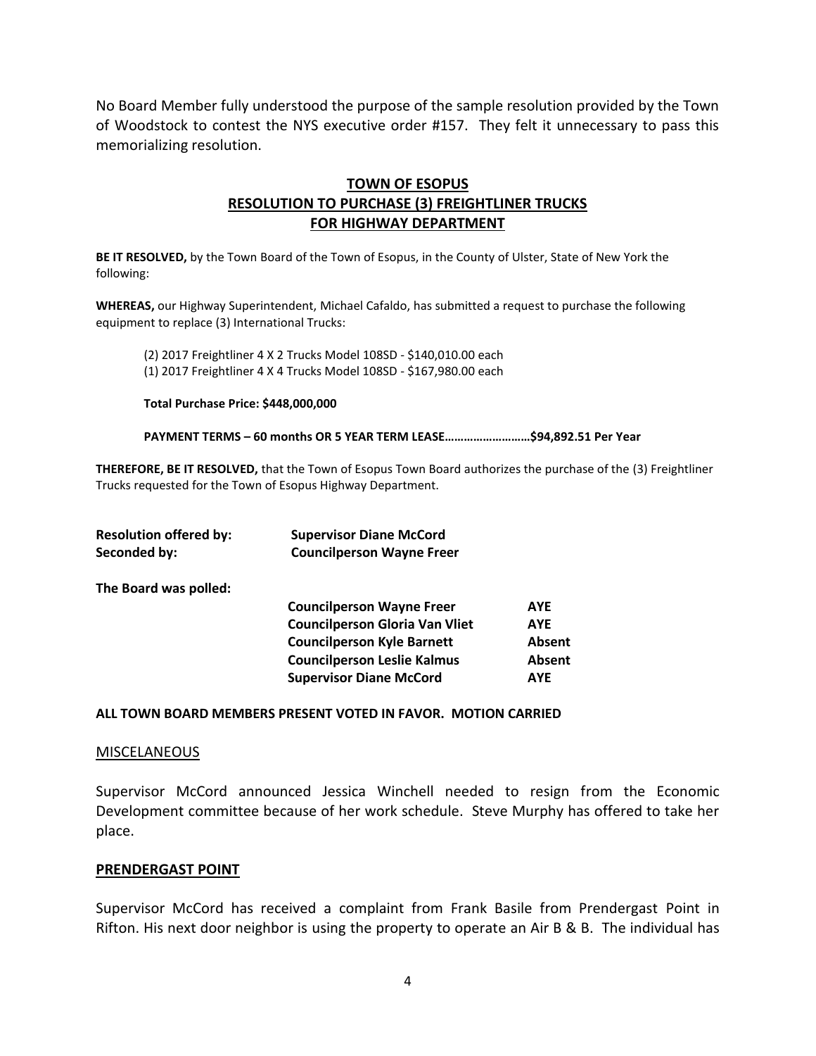No Board Member fully understood the purpose of the sample resolution provided by the Town of Woodstock to contest the NYS executive order #157. They felt it unnecessary to pass this memorializing resolution.

## TOWN OF ESOPUS
## RESOLUTION TO PURCHASE (3) FREIGHTLINER TRUCKS FOR HIGHWAY DEPARTMENT

**BE IT RESOLVED,** by the Town Board of the Town of Esopus, in the County of Ulster, State of New York the following:

**WHEREAS,** our Highway Superintendent, Michael Cafaldo, has submitted a request to purchase the following equipment to replace (3) International Trucks:

(2) 2017 Freightliner 4 X 2 Trucks Model 108SD - $140,010.00 each
(1) 2017 Freightliner 4 X 4 Trucks Model 108SD - $167,980.00 each

**Total Purchase Price: $448,000,000**

**PAYMENT TERMS – 60 months OR 5 YEAR TERM LEASE………………………$94,892.51 Per Year**

**THEREFORE, BE IT RESOLVED,** that the Town of Esopus Town Board authorizes the purchase of the (3) Freightliner Trucks requested for the Town of Esopus Highway Department.

**Resolution offered by:** **Supervisor Diane McCord**
**Seconded by:** **Councilperson Wayne Freer**

**The Board was polled:**

| | |
|---|---|
| **Councilperson Wayne Freer** | **AYE** |
| **Councilperson Gloria Van Vliet** | **AYE** |
| **Councilperson Kyle Barnett** | **Absent** |
| **Councilperson Leslie Kalmus** | **Absent** |
| **Supervisor Diane McCord** | **AYE** |

**ALL TOWN BOARD MEMBERS PRESENT VOTED IN FAVOR. MOTION CARRIED**

## MISCELANEOUS

Supervisor McCord announced Jessica Winchell needed to resign from the Economic Development committee because of her work schedule. Steve Murphy has offered to take her place.

## PRENDERGAST POINT

Supervisor McCord has received a complaint from Frank Basile from Prendergast Point in Rifton. His next door neighbor is using the property to operate an Air B & B. The individual has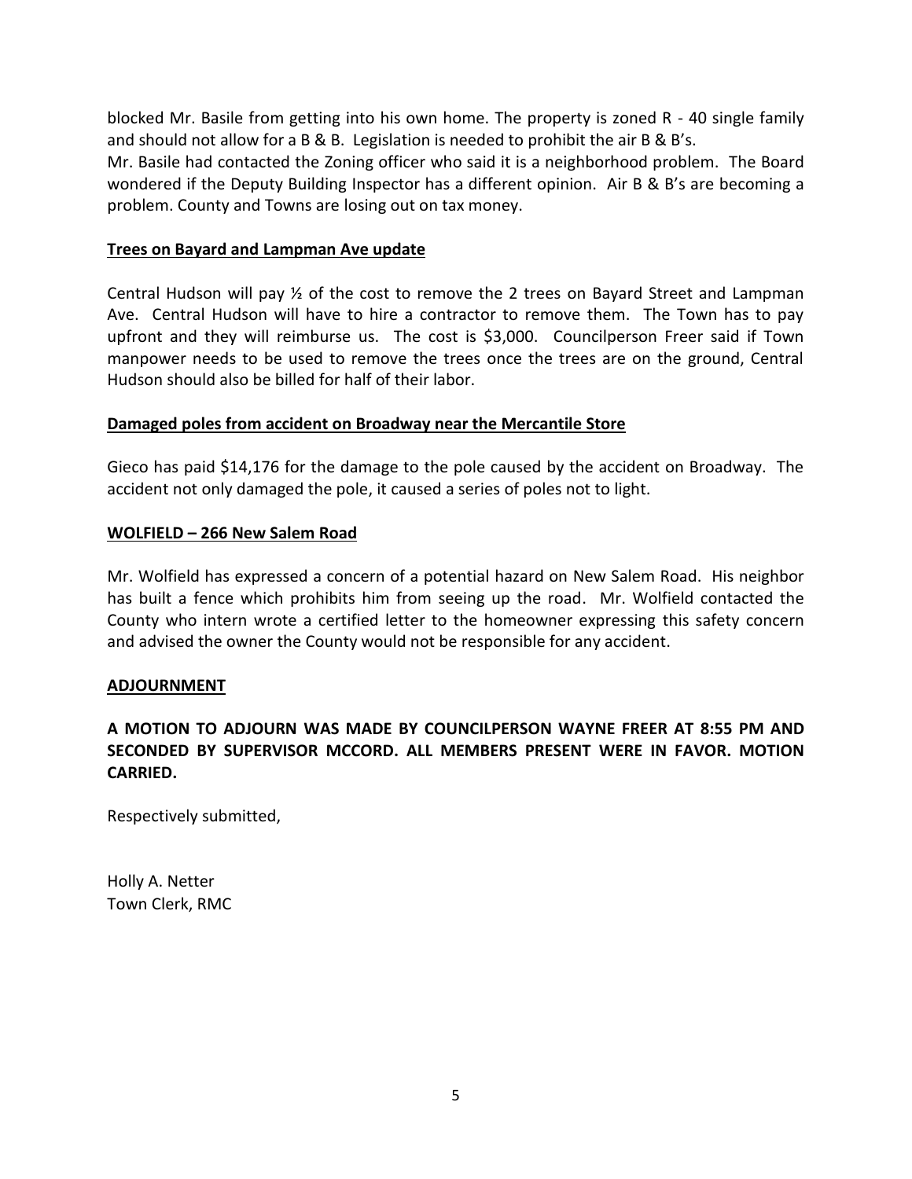blocked Mr. Basile from getting into his own home. The property is zoned R - 40 single family and should not allow for a B & B. Legislation is needed to prohibit the air B & B's.
Mr. Basile had contacted the Zoning officer who said it is a neighborhood problem. The Board wondered if the Deputy Building Inspector has a different opinion. Air B & B's are becoming a problem. County and Towns are losing out on tax money.

**Trees on Bayard and Lampman Ave update**

Central Hudson will pay ½ of the cost to remove the 2 trees on Bayard Street and Lampman Ave. Central Hudson will have to hire a contractor to remove them. The Town has to pay upfront and they will reimburse us. The cost is $3,000. Councilperson Freer said if Town manpower needs to be used to remove the trees once the trees are on the ground, Central Hudson should also be billed for half of their labor.

**Damaged poles from accident on Broadway near the Mercantile Store**

Gieco has paid $14,176 for the damage to the pole caused by the accident on Broadway. The accident not only damaged the pole, it caused a series of poles not to light.

**WOLFIELD – 266 New Salem Road**

Mr. Wolfield has expressed a concern of a potential hazard on New Salem Road. His neighbor has built a fence which prohibits him from seeing up the road. Mr. Wolfield contacted the County who intern wrote a certified letter to the homeowner expressing this safety concern and advised the owner the County would not be responsible for any accident.

**ADJOURNMENT**

**A MOTION TO ADJOURN WAS MADE BY COUNCILPERSON WAYNE FREER AT 8:55 PM AND SECONDED BY SUPERVISOR MCCORD. ALL MEMBERS PRESENT WERE IN FAVOR. MOTION CARRIED.**

Respectively submitted,

Holly A. Netter
Town Clerk, RMC